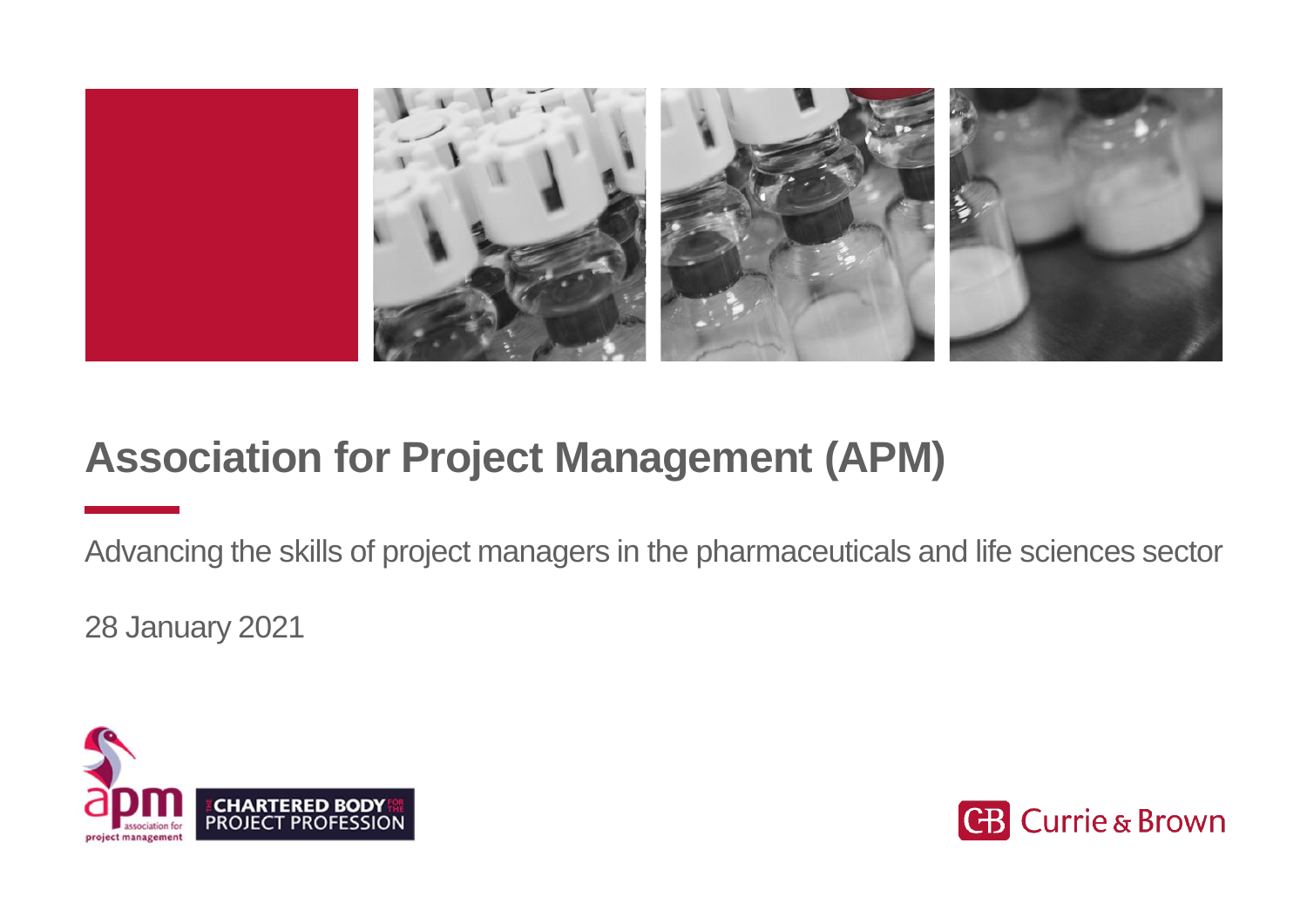# Association for Project Management (APM)

Advancing the skills of project managers in the pharmaceuticals and life sciences sector

28 January 2021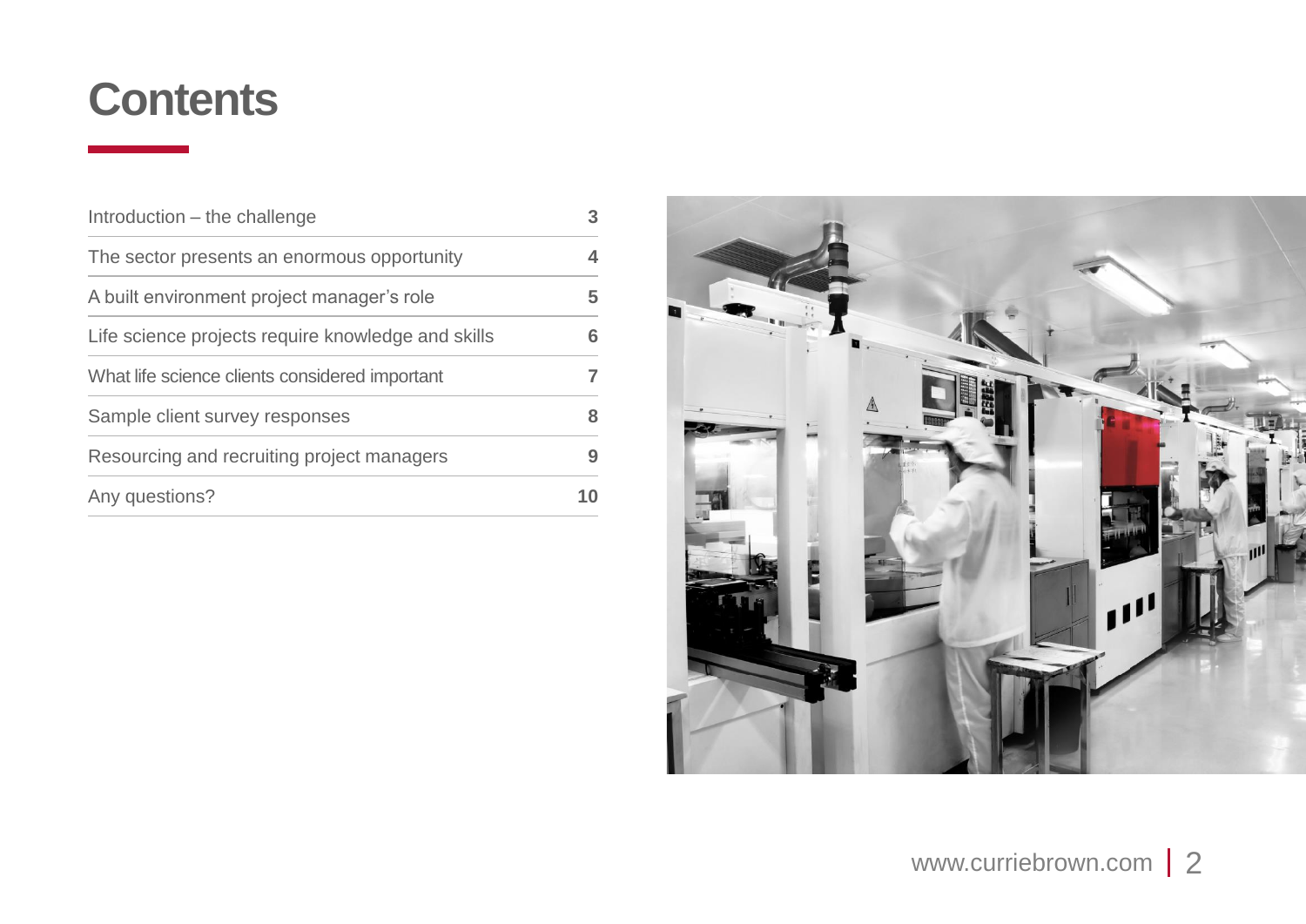# Contents

| | |
|---|---|
| Introduction – the challenge | 3 |
| The sector presents an enormous opportunity | 4 |
| A built environment project manager's role | 5 |
| Life science projects require knowledge and skills | 6 |
| What life science clients considered important | 7 |
| Sample client survey responses | 8 |
| Resourcing and recruiting project managers | 9 |
| Any questions? | 10 |

www.curriebrown.com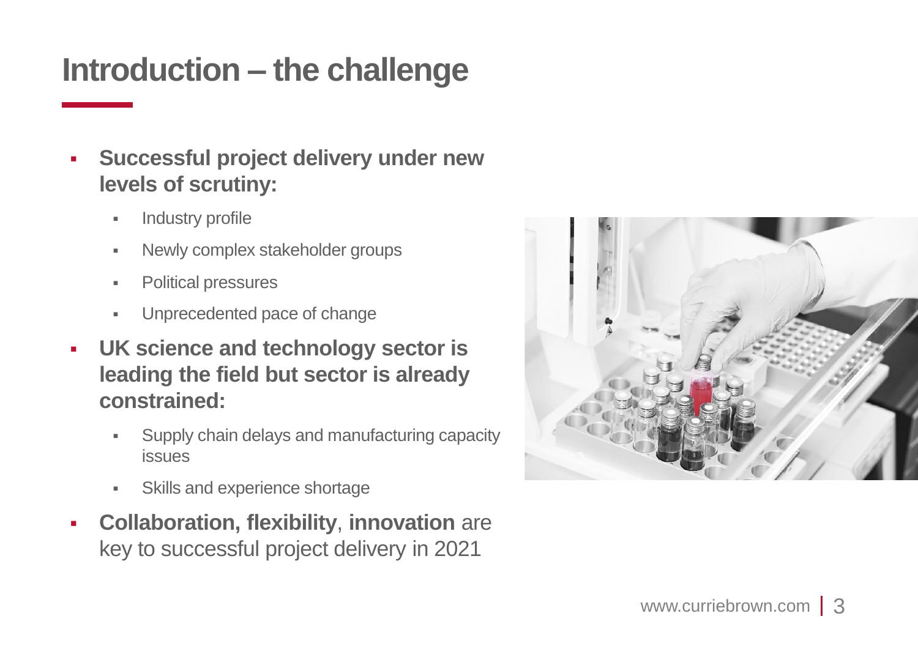# Introduction – the challenge

- **Successful project delivery under new levels of scrutiny:**
  - Industry profile
  - Newly complex stakeholder groups
  - Political pressures
  - Unprecedented pace of change
- **UK science and technology sector is leading the field but sector is already constrained:**
  - Supply chain delays and manufacturing capacity issues
  - Skills and experience shortage
- **Collaboration, flexibility**, **innovation** are key to successful project delivery in 2021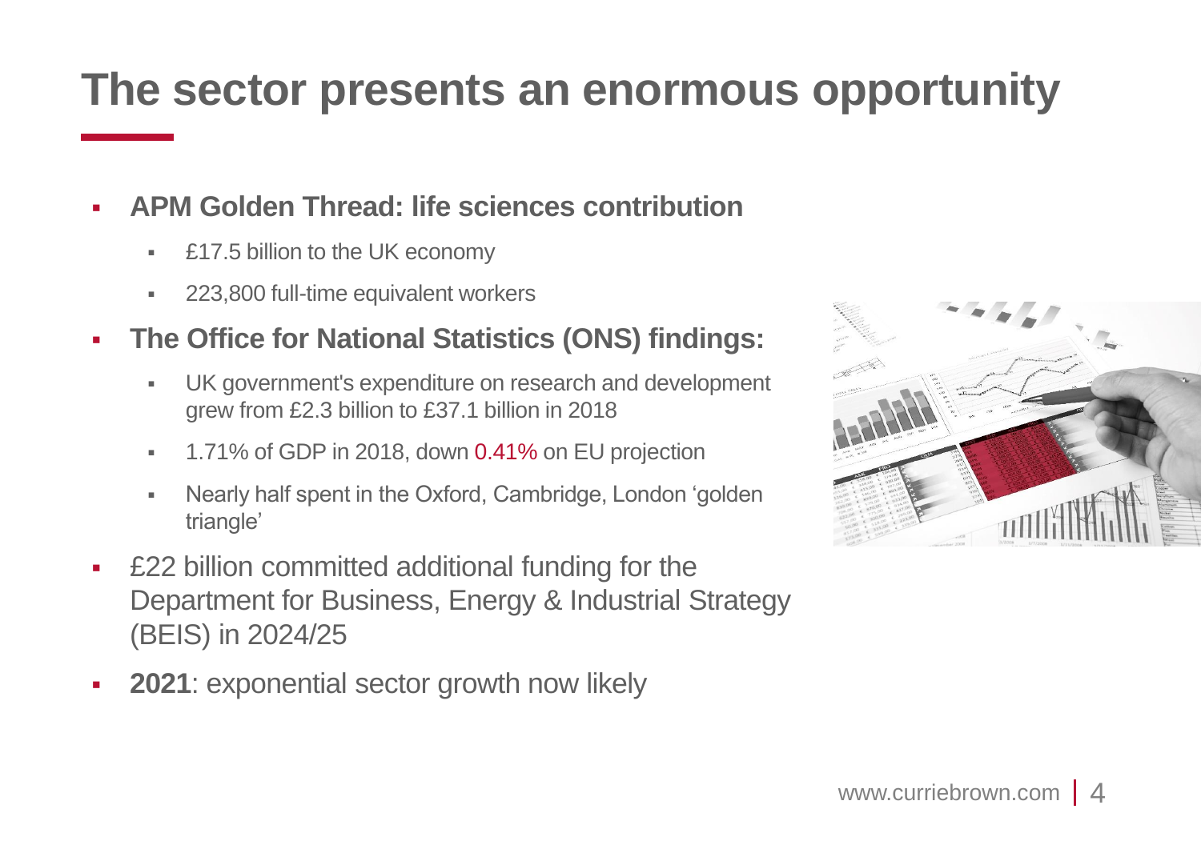# The sector presents an enormous opportunity

- **APM Golden Thread: life sciences contribution**
  - £17.5 billion to the UK economy
  - 223,800 full-time equivalent workers
- **The Office for National Statistics (ONS) findings:**
  - UK government's expenditure on research and development grew from £2.3 billion to £37.1 billion in 2018
  - 1.71% of GDP in 2018, down 0.41% on EU projection
  - Nearly half spent in the Oxford, Cambridge, London 'golden triangle'
- £22 billion committed additional funding for the Department for Business, Energy & Industrial Strategy (BEIS) in 2024/25
- **2021**: exponential sector growth now likely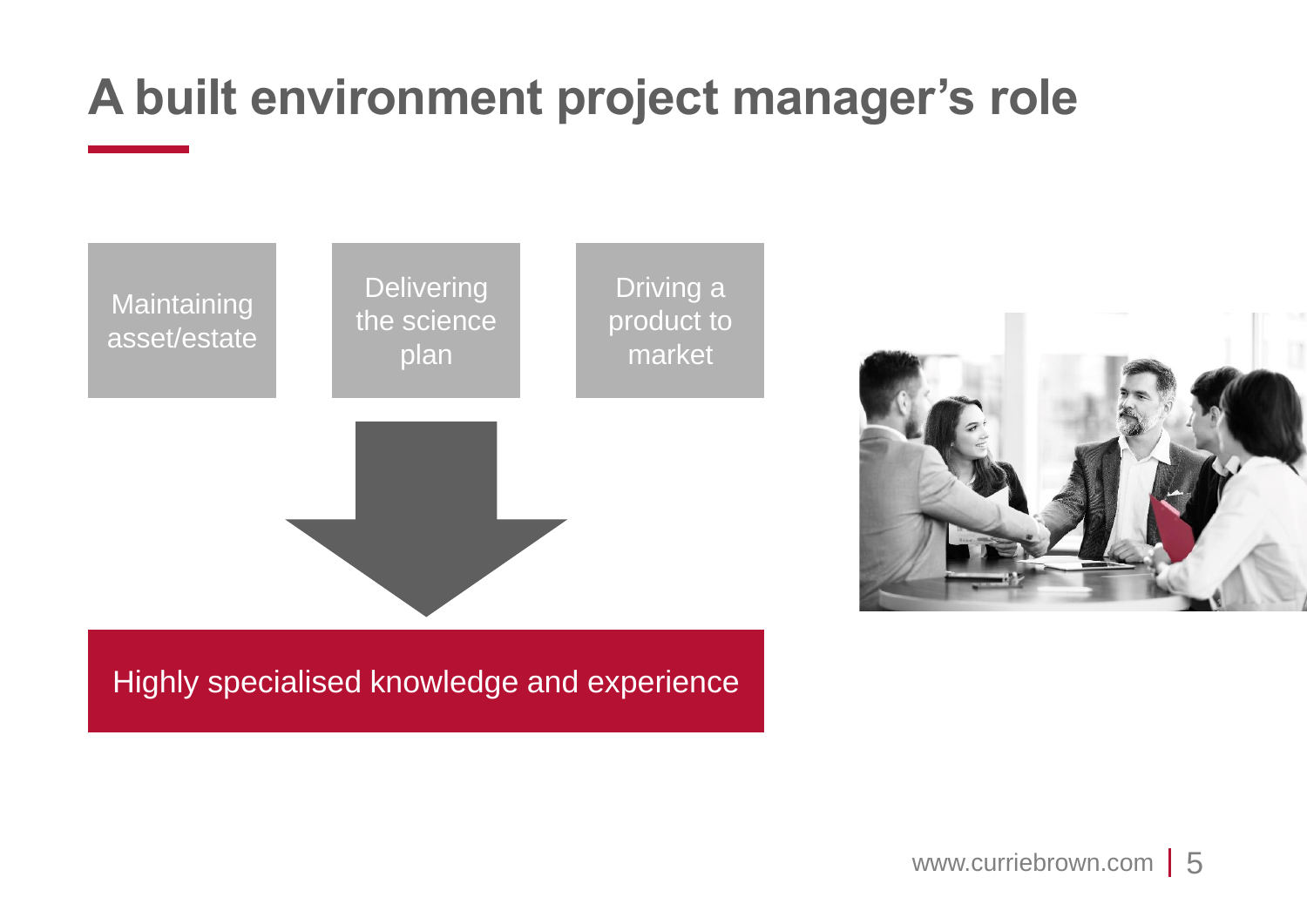# A built environment project manager’s role

- Maintaining asset/estate
- Delivering the science plan
- Driving a product to market

**Highly specialised knowledge and experience**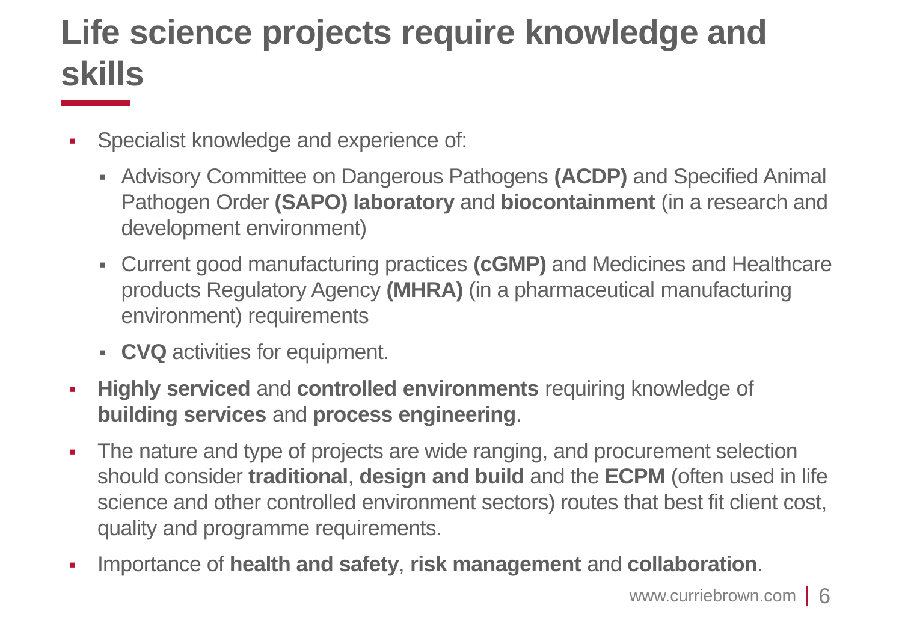# Life science projects require knowledge and skills

- Specialist knowledge and experience of:
  - Advisory Committee on Dangerous Pathogens **(ACDP)** and Specified Animal Pathogen Order **(SAPO) laboratory** and **biocontainment** (in a research and development environment)
  - Current good manufacturing practices **(cGMP)** and Medicines and Healthcare products Regulatory Agency **(MHRA)** (in a pharmaceutical manufacturing environment) requirements
  - **CVQ** activities for equipment.
- **Highly serviced** and **controlled environments** requiring knowledge of **building services** and **process engineering**.
- The nature and type of projects are wide ranging, and procurement selection should consider **traditional**, **design and build** and the **ECPM** (often used in life science and other controlled environment sectors) routes that best fit client cost, quality and programme requirements.
- Importance of **health and safety**, **risk management** and **collaboration**.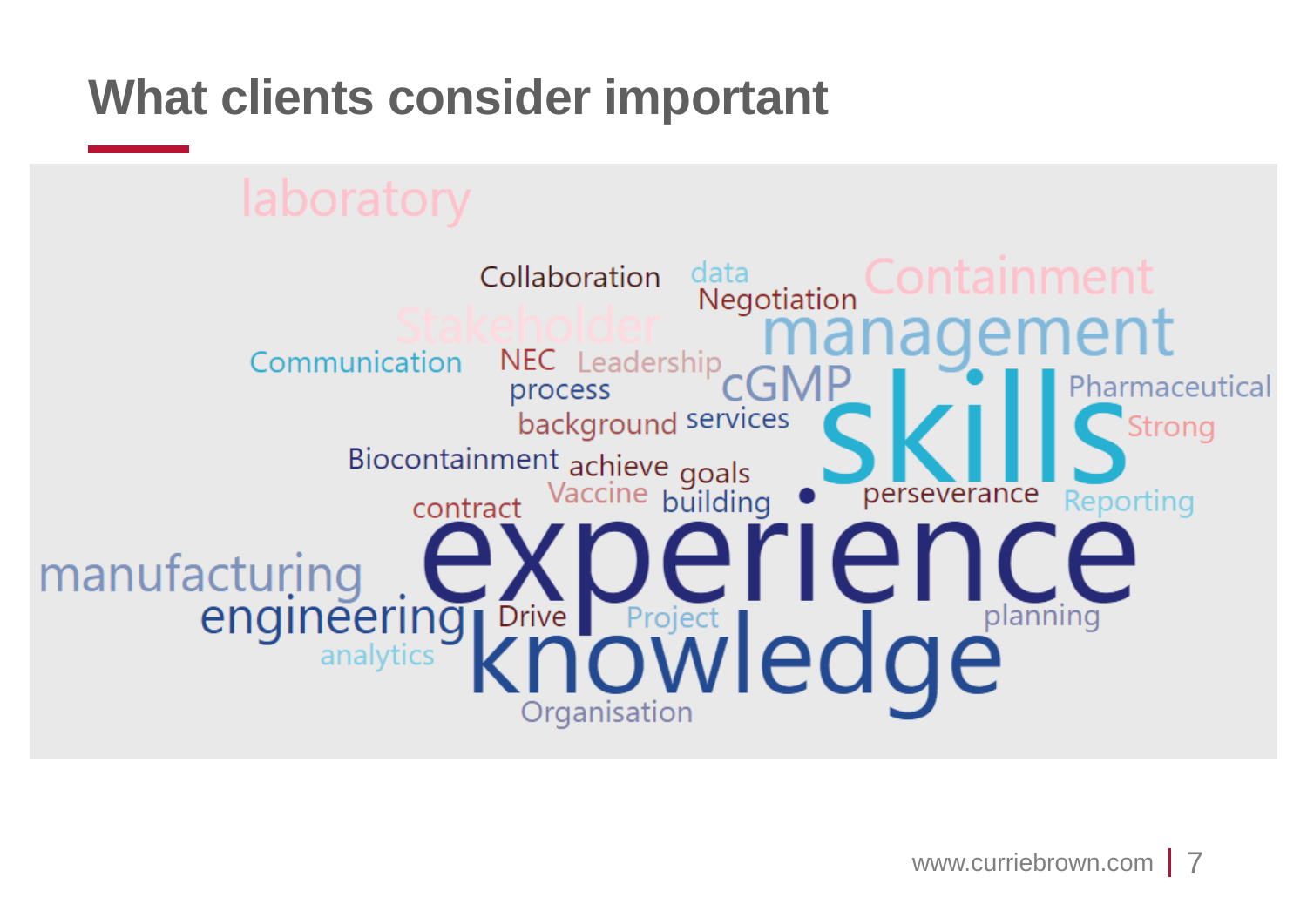# What clients consider important

laboratory

Collaboration data Containment

Negotiation

Stakeholder management

Communication NEC Leadership cGMP Pharmaceutical

process skills

background services Strong

Biocontainment achieve goals

Vaccine building perseverance Reporting

contract

manufacturing experience

engineering Drive Project planning

analytics knowledge

Organisation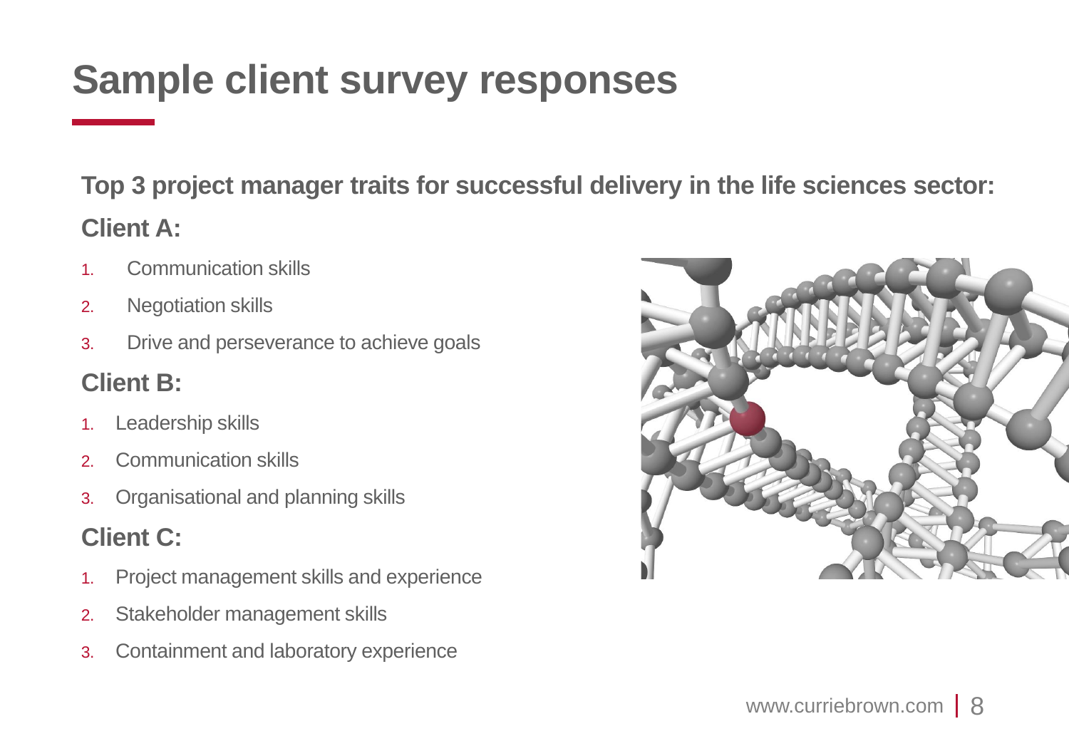# Sample client survey responses

**Top 3 project manager traits for successful delivery in the life sciences sector:**

## Client A:

1. Communication skills
2. Negotiation skills
3. Drive and perseverance to achieve goals

## Client B:

1. Leadership skills
2. Communication skills
3. Organisational and planning skills

## Client C:

1. Project management skills and experience
2. Stakeholder management skills
3. Containment and laboratory experience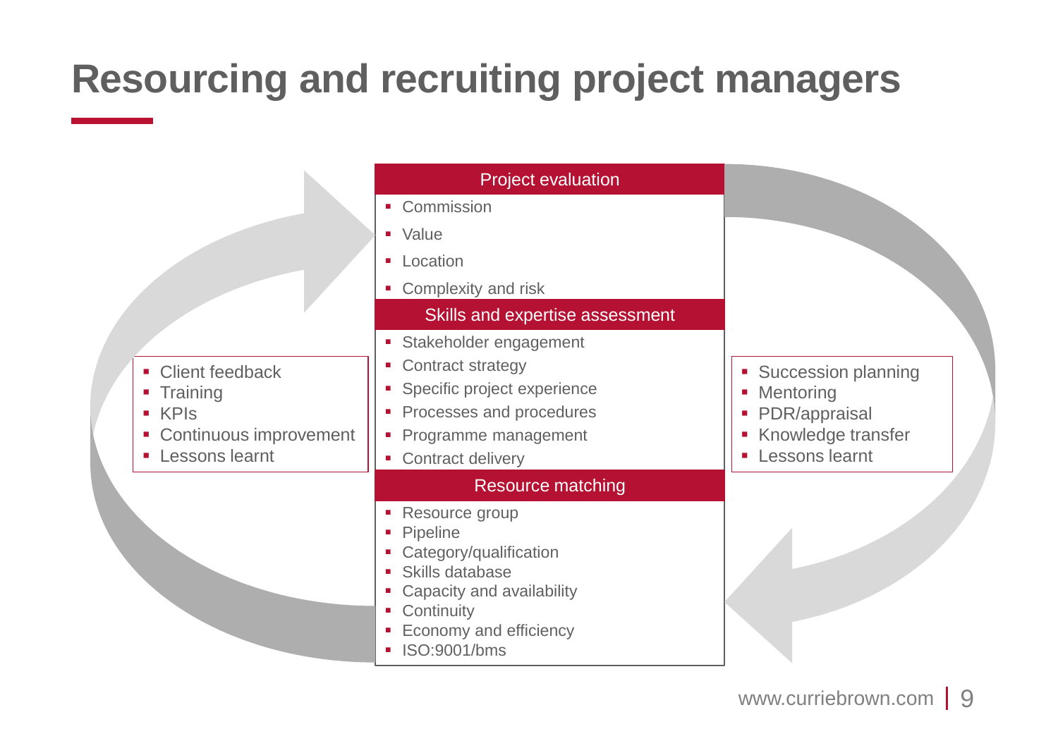# Resourcing and recruiting project managers

**Project evaluation**

- Commission
- Value
- Location
- Complexity and risk

**Skills and expertise assessment**

- Stakeholder engagement
- Contract strategy
- Specific project experience
- Processes and procedures
- Programme management
- Contract delivery

**Resource matching**

- Resource group
- Pipeline
- Category/qualification
- Skills database
- Capacity and availability
- Continuity
- Economy and efficiency
- ISO:9001/bms

---

- Client feedback
- Training
- KPIs
- Continuous improvement
- Lessons learnt

---

- Succession planning
- Mentoring
- PDR/appraisal
- Knowledge transfer
- Lessons learnt

www.curriebrown.com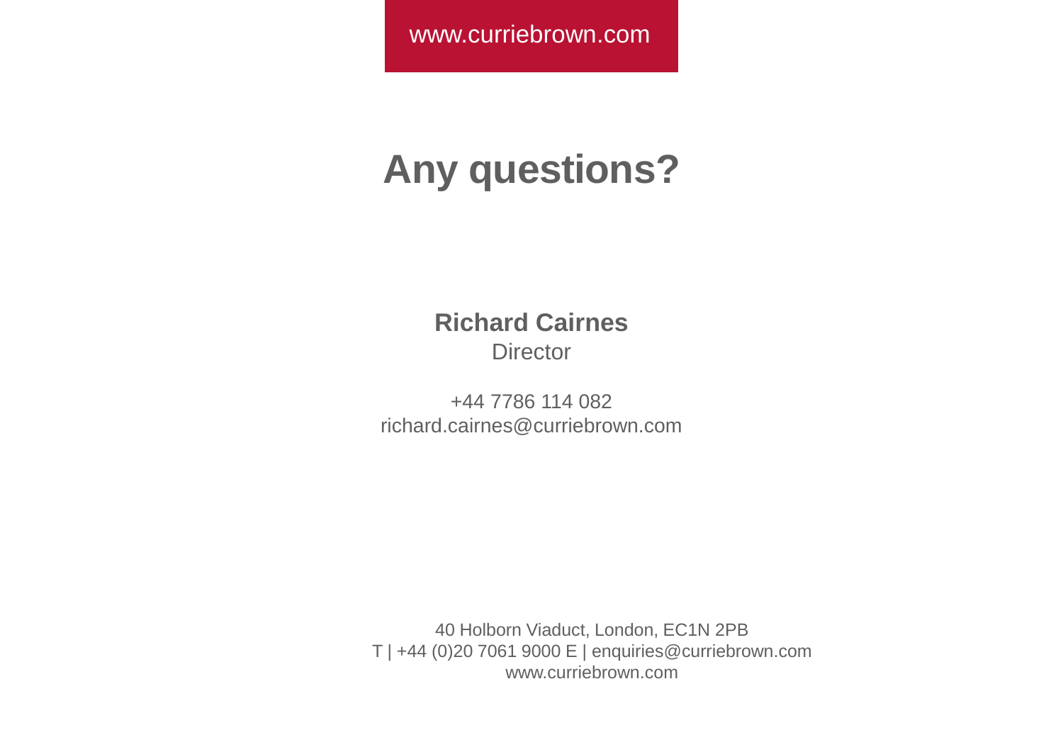www.curriebrown.com

# Any questions?

**Richard Cairnes**
Director

+44 7786 114 082
richard.cairnes@curriebrown.com

40 Holborn Viaduct, London, EC1N 2PB
T | +44 (0)20 7061 9000 E | enquiries@curriebrown.com
www.curriebrown.com